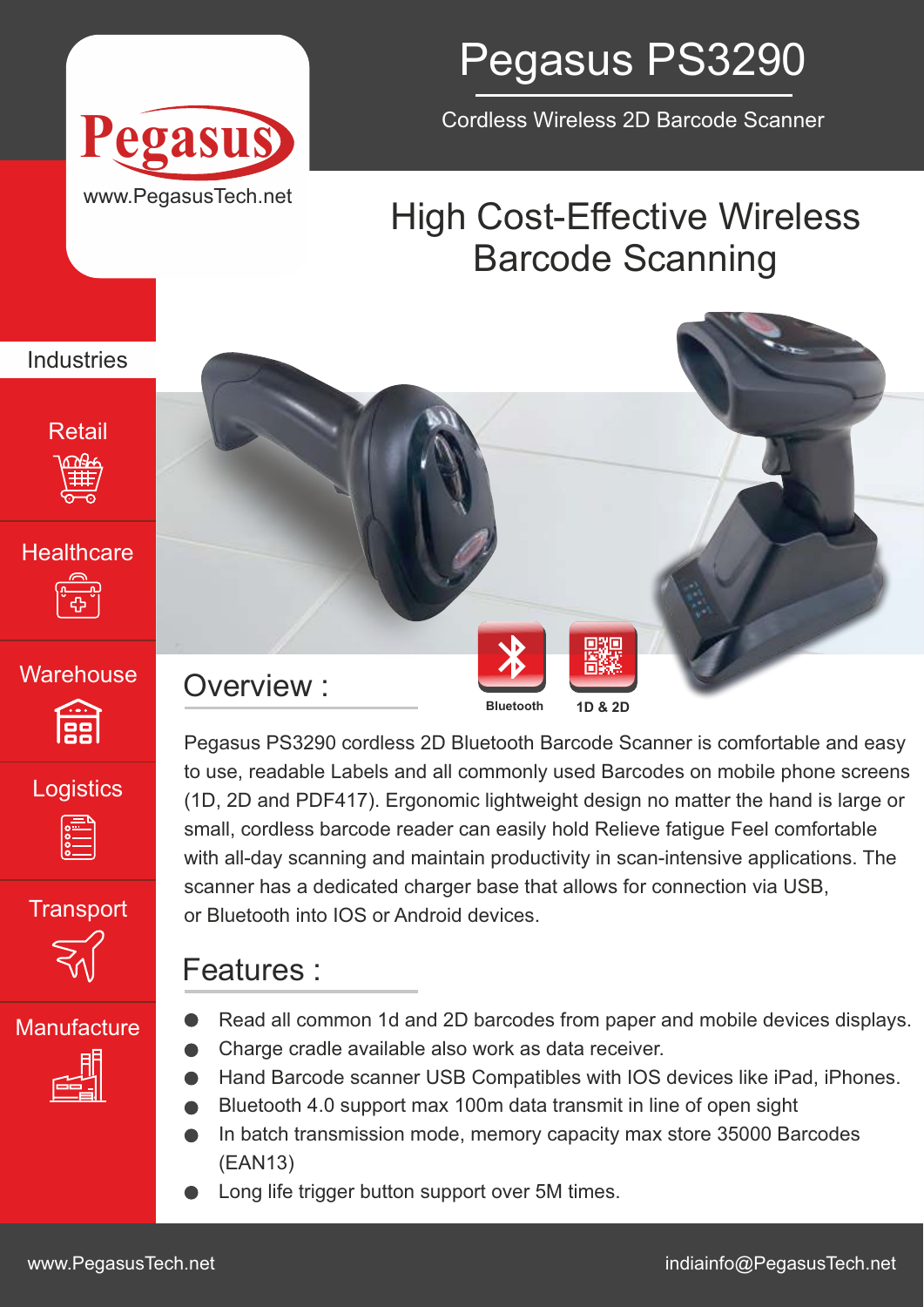Pegasus

www.PegasusTech.net

# Pegasus PS3290

Cordless Wireless 2D Barcode Scanner

## High Cost-Effective Wireless Barcode Scanning

**Industries**

- Retail
- Healthcare
- Warehouse
- Logistics
- Transport
- Manufacture

Bluetooth

1D & 2D

## Overview :

Pegasus PS3290 cordless 2D Bluetooth Barcode Scanner is comfortable and easy to use, readable Labels and all commonly used Barcodes on mobile phone screens (1D, 2D and PDF417). Ergonomic lightweight design no matter the hand is large or small, cordless barcode reader can easily hold Relieve fatigue Feel comfortable with all-day scanning and maintain productivity in scan-intensive applications. The scanner has a dedicated charger base that allows for connection via USB, or Bluetooth into IOS or Android devices.

## Features :

- Read all common 1d and 2D barcodes from paper and mobile devices displays.
- Charge cradle available also work as data receiver.
- Hand Barcode scanner USB Compatibles with IOS devices like iPad, iPhones.
- Bluetooth 4.0 support max 100m data transmit in line of open sight
- In batch transmission mode, memory capacity max store 35000 Barcodes (EAN13)
- Long life trigger button support over 5M times.

www.PegasusTech.net indiainfo@PegasusTech.net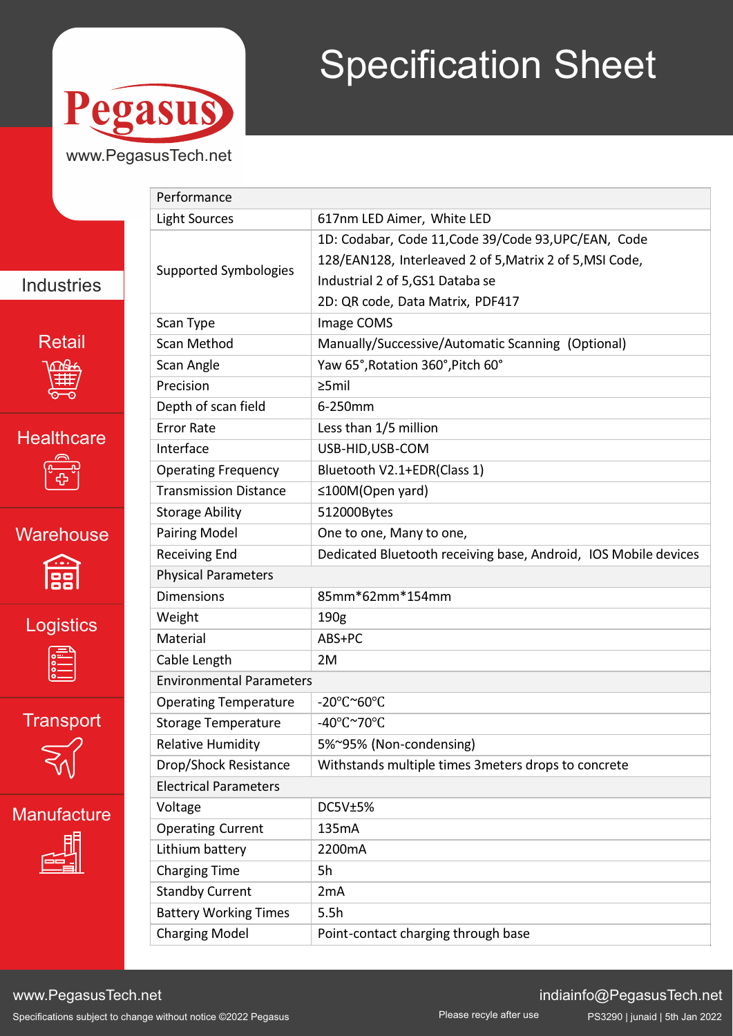# Specification Sheet

**Pegasus**
www.PegasusTech.net

Industries

- Retail
- Healthcare
- Warehouse
- Logistics
- Transport
- Manufacture

| | |
|---|---|
| Performance | |
| Light Sources | 617nm LED Aimer, White LED |
| Supported Symbologies | 1D: Codabar, Code 11,Code 39/Code 93,UPC/EAN, Code 128/EAN128, Interleaved 2 of 5,Matrix 2 of 5,MSI Code, Industrial 2 of 5,GS1 Databa se<br>2D: QR code, Data Matrix, PDF417 |
| Scan Type | Image COMS |
| Scan Method | Manually/Successive/Automatic Scanning (Optional) |
| Scan Angle | Yaw 65°,Rotation 360°,Pitch 60° |
| Precision | ≥5mil |
| Depth of scan field | 6-250mm |
| Error Rate | Less than 1/5 million |
| Interface | USB-HID,USB-COM |
| Operating Frequency | Bluetooth V2.1+EDR(Class 1) |
| Transmission Distance | ≤100M(Open yard) |
| Storage Ability | 512000Bytes |
| Pairing Model | One to one, Many to one, |
| Receiving End | Dedicated Bluetooth receiving base, Android, IOS Mobile devices |
| Physical Parameters | |
| Dimensions | 85mm*62mm*154mm |
| Weight | 190g |
| Material | ABS+PC |
| Cable Length | 2M |
| Environmental Parameters | |
| Operating Temperature | -20℃~60℃ |
| Storage Temperature | -40℃~70℃ |
| Relative Humidity | 5%~95% (Non-condensing) |
| Drop/Shock Resistance | Withstands multiple times 3meters drops to concrete |
| Electrical Parameters | |
| Voltage | DC5V±5% |
| Operating Current | 135mA |
| Lithium battery | 2200mA |
| Charging Time | 5h |
| Standby Current | 2mA |
| Battery Working Times | 5.5h |
| Charging Model | Point-contact charging through base |

www.PegasusTech.net
Specifications subject to change without notice ©2022 Pegasus

Please recyle after use

indiainfo@PegasusTech.net
PS3290 | junaid | 5th Jan 2022